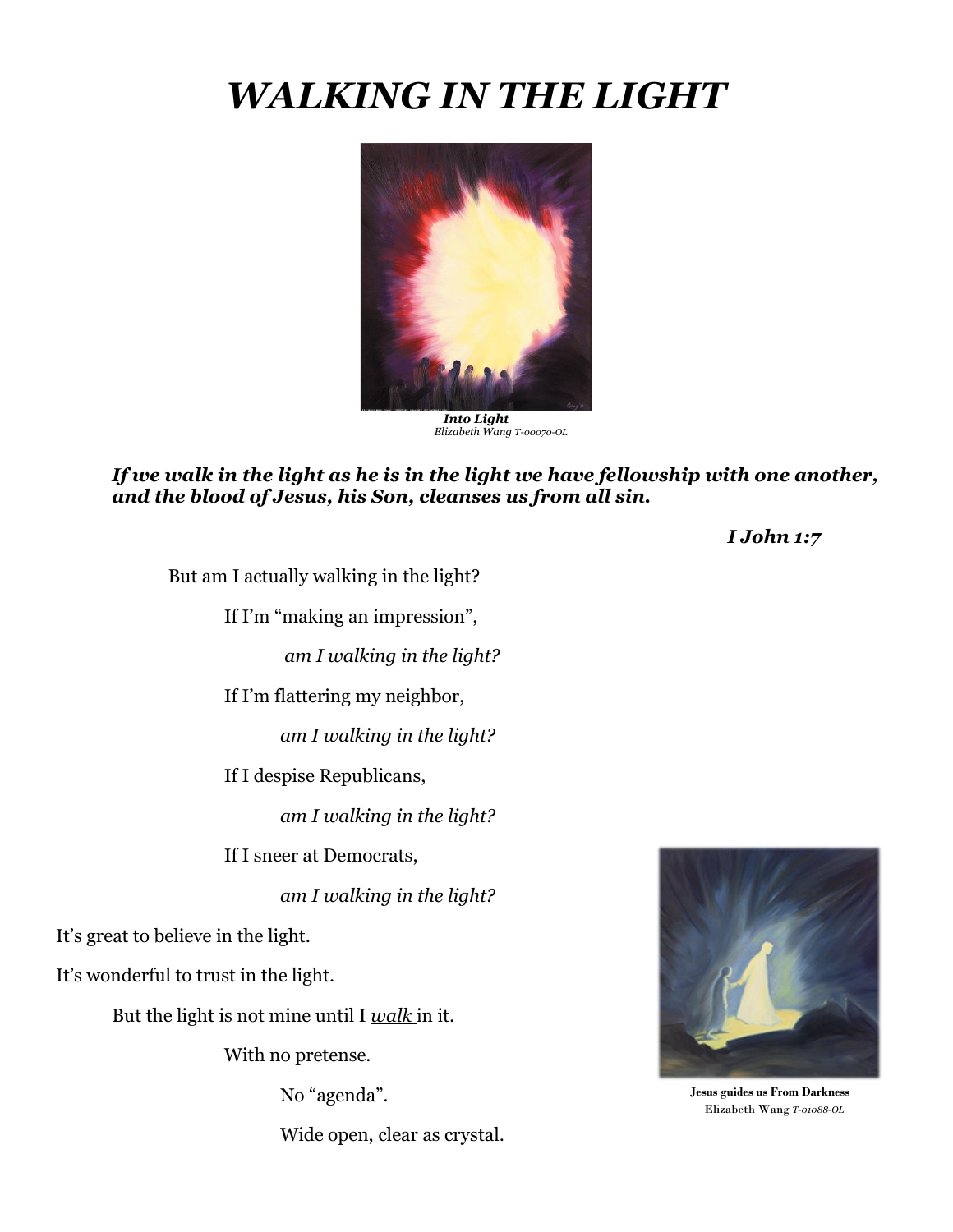# *WALKING IN THE LIGHT*

***Into Light***
*Elizabeth Wang T-00070-OL*

***If we walk in the light as he is in the light we have fellowship with one another, and the blood of Jesus, his Son, cleanses us from all sin.***

***I John 1:7***

But am I actually walking in the light?

If I'm "making an impression",

*am I walking in the light?*

If I'm flattering my neighbor,

*am I walking in the light?*

If I despise Republicans,

*am I walking in the light?*

If I sneer at Democrats,

*am I walking in the light?*

It's great to believe in the light.

It's wonderful to trust in the light.

But the light is not mine until I <u>walk</u> in it.

With no pretense.

No "agenda".

Wide open, clear as crystal.

**Jesus guides us From Darkness**
Elizabeth Wang *T-01088-OL*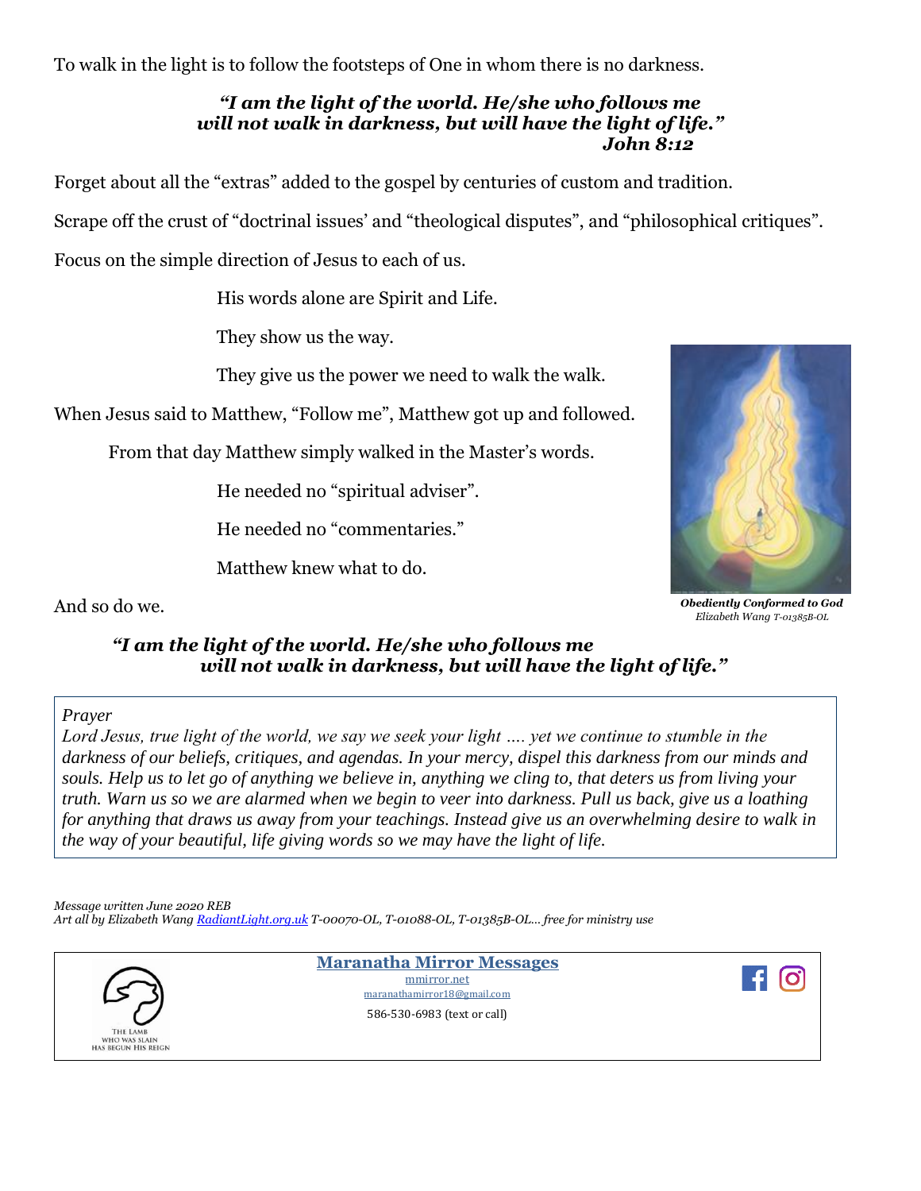To walk in the light is to follow the footsteps of One in whom there is no darkness.

***"I am the light of the world. He/she who follows me will not walk in darkness, but will have the light of life."***
***John 8:12***

Forget about all the "extras" added to the gospel by centuries of custom and tradition.

Scrape off the crust of "doctrinal issues' and "theological disputes", and "philosophical critiques".

Focus on the simple direction of Jesus to each of us.

His words alone are Spirit and Life.

They show us the way.

They give us the power we need to walk the walk.

When Jesus said to Matthew, "Follow me", Matthew got up and followed.

From that day Matthew simply walked in the Master's words.

He needed no "spiritual adviser".

He needed no "commentaries."

Matthew knew what to do.

And so do we.

***Obediently Conformed to God***
*Elizabeth Wang T-01385B-OL*

***"I am the light of the world. He/she who follows me will not walk in darkness, but will have the light of life."***

*Prayer*
*Lord Jesus, true light of the world, we say we seek your light …. yet we continue to stumble in the darkness of our beliefs, critiques, and agendas. In your mercy, dispel this darkness from our minds and souls. Help us to let go of anything we believe in, anything we cling to, that deters us from living your truth. Warn us so we are alarmed when we begin to veer into darkness. Pull us back, give us a loathing for anything that draws us away from your teachings. Instead give us an overwhelming desire to walk in the way of your beautiful, life giving words so we may have the light of life.*

*Message written June 2020 REB*
*Art all by Elizabeth Wang RadiantLight.org.uk T-00070-OL, T-01088-OL, T-01385B-OL… free for ministry use*

THE LAMB WHO WAS SLAIN HAS BEGUN HIS REIGN

**Maranatha Mirror Messages**
mmirror.net
maranathamirror18@gmail.com
586-530-6983 (text or call)